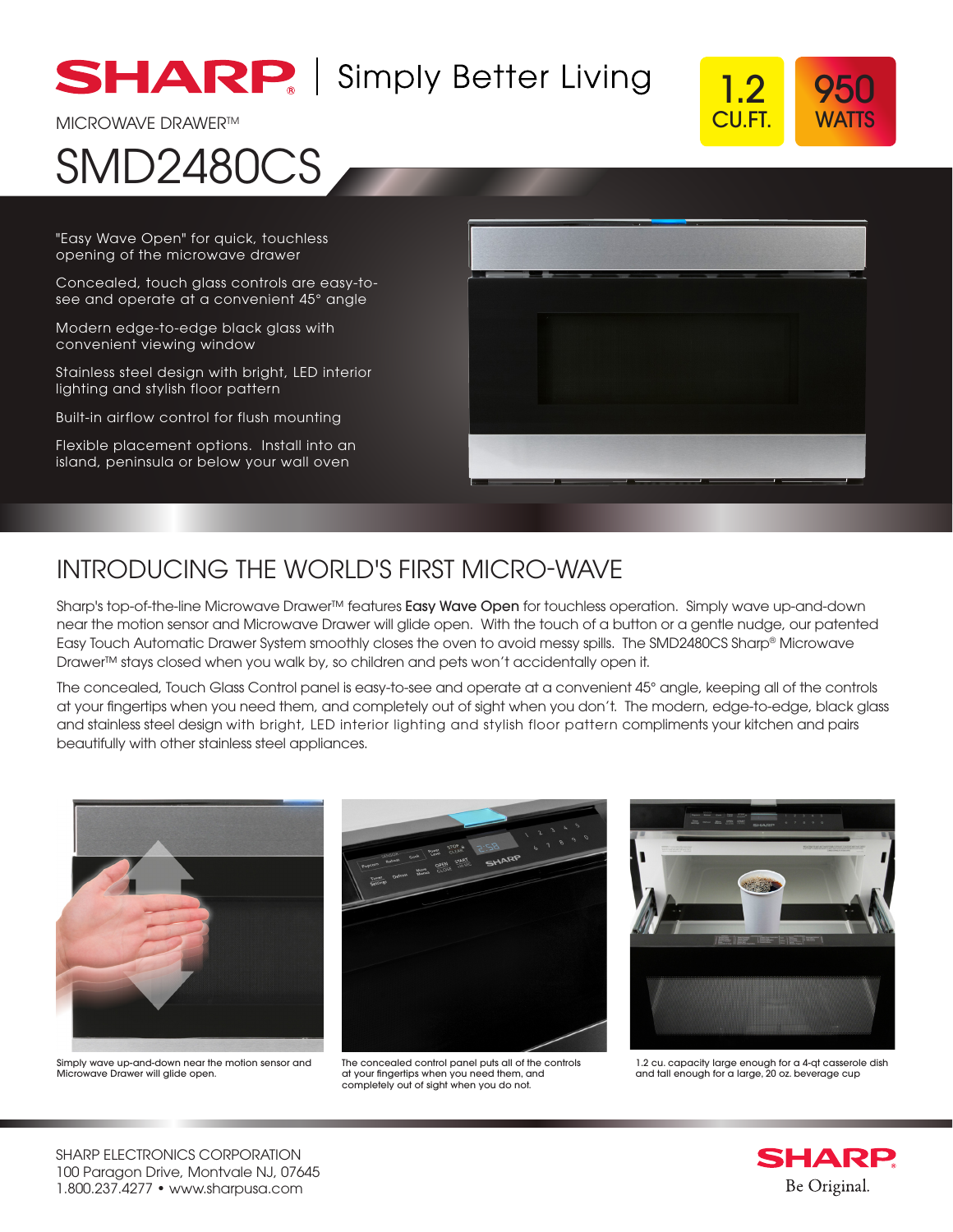# SHARP | Simply Better Living

1.2 CU.FT.

950 WATTS

MICROWAVE DRAWER™

# SMD2480CS

"Easy Wave Open" for quick, touchless opening of the microwave drawer

Concealed, touch glass controls are easy-to-see and operate at a convenient 45° angle

Modern edge-to-edge black glass with convenient viewing window

Stainless steel design with bright, LED interior lighting and stylish floor pattern

Built-in airflow control for flush mounting

Flexible placement options. Install into an island, peninsula or below your wall oven

## INTRODUCING THE WORLD'S FIRST MICRO-WAVE

Sharp's top-of-the-line Microwave Drawer™ features **Easy Wave Open** for touchless operation. Simply wave up-and-down near the motion sensor and Microwave Drawer will glide open. With the touch of a button or a gentle nudge, our patented Easy Touch Automatic Drawer System smoothly closes the oven to avoid messy spills. The SMD2480CS Sharp® Microwave Drawer™ stays closed when you walk by, so children and pets won't accidentally open it.

The concealed, Touch Glass Control panel is easy-to-see and operate at a convenient 45° angle, keeping all of the controls at your fingertips when you need them, and completely out of sight when you don't. The modern, edge-to-edge, black glass and stainless steel design with bright, LED interior lighting and stylish floor pattern compliments your kitchen and pairs beautifully with other stainless steel appliances.

Simply wave up-and-down near the motion sensor and Microwave Drawer will glide open.

The concealed control panel puts all of the controls at your fingertips when you need them, and completely out of sight when you do not.

1.2 cu. capacity large enough for a 4-qt casserole dish and tall enough for a large, 20 oz. beverage cup

SHARP ELECTRONICS CORPORATION
100 Paragon Drive, Montvale NJ, 07645
1.800.237.4277 • www.sharpusa.com

SHARP Be Original.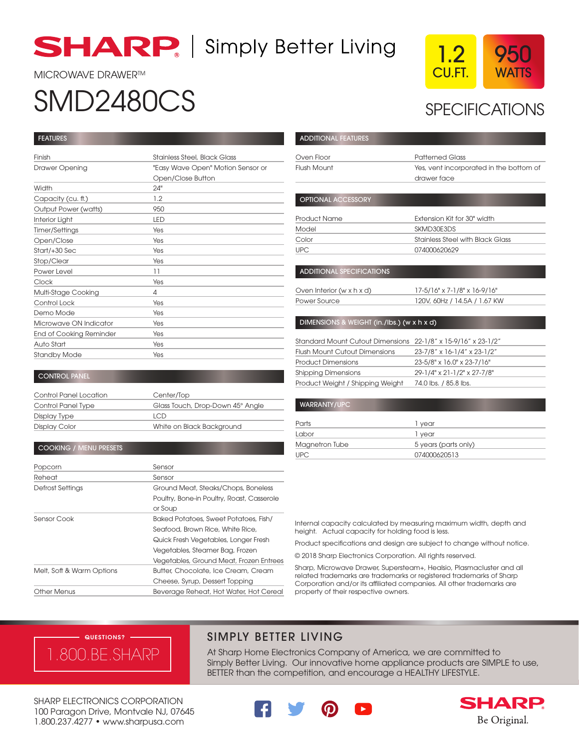# SHARP | Simply Better Living

MICROWAVE DRAWER™

# SMD2480CS

1.2 CU.FT.

950 WATTS

## SPECIFICATIONS

### FEATURES

| | |
|---|---|
| Finish | Stainless Steel, Black Glass |
| Drawer Opening | "Easy Wave Open" Motion Sensor or Open/Close Button |
| Width | 24" |
| Capacity (cu. ft.) | 1.2 |
| Output Power (watts) | 950 |
| Interior Light | LED |
| Timer/Settings | Yes |
| Open/Close | Yes |
| Start/+30 Sec | Yes |
| Stop/Clear | Yes |
| Power Level | 11 |
| Clock | Yes |
| Multi-Stage Cooking | 4 |
| Control Lock | Yes |
| Demo Mode | Yes |
| Microwave ON Indicator | Yes |
| End of Cooking Reminder | Yes |
| Auto Start | Yes |
| Standby Mode | Yes |

### CONTROL PANEL

| | |
|---|---|
| Control Panel Location | Center/Top |
| Control Panel Type | Glass Touch, Drop-Down 45° Angle |
| Display Type | LCD |
| Display Color | White on Black Background |

### COOKING / MENU PRESETS

| | |
|---|---|
| Popcorn | Sensor |
| Reheat | Sensor |
| Defrost Settings | Ground Meat, Steaks/Chops, Boneless Poultry, Bone-in Poultry, Roast, Casserole or Soup |
| Sensor Cook | Baked Potatoes, Sweet Potatoes, Fish/ Seafood, Brown Rice, White Rice, Quick Fresh Vegetables, Longer Fresh Vegetables, Steamer Bag, Frozen Vegetables, Ground Meat, Frozen Entrees |
| Melt, Soft & Warm Options | Butter, Chocolate, Ice Cream, Cream Cheese, Syrup, Dessert Topping |
| Other Menus | Beverage Reheat, Hot Water, Hot Cereal |

### ADDITIONAL FEATURES

| | |
|---|---|
| Oven Floor | Patterned Glass |
| Flush Mount | Yes, vent incorporated in the bottom of drawer face |

### OPTIONAL ACCESSORY

| | |
|---|---|
| Product Name | Extension Kit for 30" width |
| Model | SKMD30E3DS |
| Color | Stainless Steel with Black Glass |
| UPC | 074000620629 |

### ADDITIONAL SPECIFICATIONS

| | |
|---|---|
| Oven Interior (w x h x d) | 17-5/16" x 7-1/8" x 16-9/16" |
| Power Source | 120V, 60Hz / 14.5A / 1.67 KW |

### DIMENSIONS & WEIGHT (in./lbs.) (w x h x d)

| | |
|---|---|
| Standard Mount Cutout Dimensions | 22-1/8" x 15-9/16" x 23-1/2" |
| Flush Mount Cutout Dimensions | 23-7/8" x 16-1/4" x 23-1/2" |
| Product Dimensions | 23-5/8" x 16.0" x 23-7/16" |
| Shipping Dimensions | 29-1/4" x 21-1/2" x 27-7/8" |
| Product Weight / Shipping Weight | 74.0 lbs. / 85.8 lbs. |

### WARRANTY/UPC

| | |
|---|---|
| Parts | 1 year |
| Labor | 1 year |
| Magnetron Tube | 5 years (parts only) |
| UPC | 074000620513 |

Internal capacity calculated by measuring maximum width, depth and height. Actual capacity for holding food is less.

Product specifications and design are subject to change without notice.

© 2018 Sharp Electronics Corporation. All rights reserved.

Sharp, Microwave Drawer, Supersteam+, Healsio, Plasmacluster and all related trademarks are trademarks or registered trademarks of Sharp Corporation and/or its affiliated companies. All other trademarks are property of their respective owners.

QUESTIONS?

1.800.BE.SHARP

## SIMPLY BETTER LIVING

At Sharp Home Electronics Company of America, we are committed to Simply Better Living. Our innovative home appliance products are SIMPLE to use, BETTER than the competition, and encourage a HEALTHY LIFESTYLE.

SHARP ELECTRONICS CORPORATION
100 Paragon Drive, Montvale NJ, 07645
1.800.237.4277 • www.sharpusa.com

SHARP
Be Original.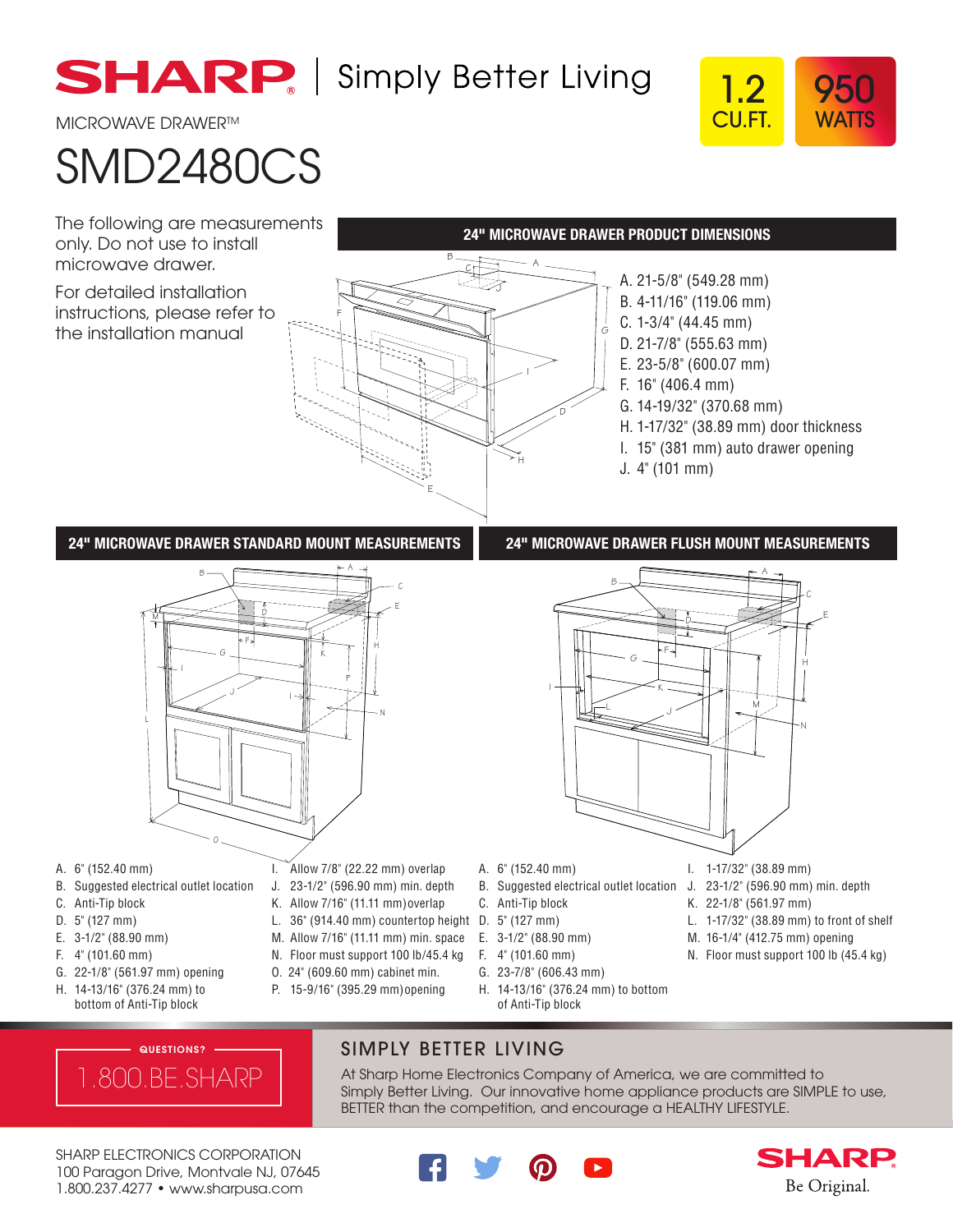SHARP | Simply Better Living

MICROWAVE DRAWER™

# SMD2480CS

1.2 CU.FT.

950 WATTS

The following are measurements only. Do not use to install microwave drawer.

For detailed installation instructions, please refer to the installation manual

## 24" MICROWAVE DRAWER PRODUCT DIMENSIONS

- A. 21-5/8" (549.28 mm)
- B. 4-11/16" (119.06 mm)
- C. 1-3/4" (44.45 mm)
- D. 21-7/8" (555.63 mm)
- E. 23-5/8" (600.07 mm)
- F. 16" (406.4 mm)
- G. 14-19/32" (370.68 mm)
- H. 1-17/32" (38.89 mm) door thickness
- I. 15" (381 mm) auto drawer opening
- J. 4" (101 mm)

## 24" MICROWAVE DRAWER STANDARD MOUNT MEASUREMENTS

- A. 6" (152.40 mm)
- B. Suggested electrical outlet location
- C. Anti-Tip block
- D. 5" (127 mm)
- E. 3-1/2" (88.90 mm)
- F. 4" (101.60 mm)
- G. 22-1/8" (561.97 mm) opening
- H. 14-13/16" (376.24 mm) to bottom of Anti-Tip block
- I. Allow 7/8" (22.22 mm) overlap
- J. 23-1/2" (596.90 mm) min. depth
- K. Allow 7/16" (11.11 mm) overlap
- L. 36" (914.40 mm) countertop height
- M. Allow 7/16" (11.11 mm) min. space
- N. Floor must support 100 lb/45.4 kg
- O. 24" (609.60 mm) cabinet min.
- P. 15-9/16" (395.29 mm) opening

## 24" MICROWAVE DRAWER FLUSH MOUNT MEASUREMENTS

- A. 6" (152.40 mm)
- B. Suggested electrical outlet location
- C. Anti-Tip block
- D. 5" (127 mm)
- E. 3-1/2" (88.90 mm)
- F. 4" (101.60 mm)
- G. 23-7/8" (606.43 mm)
- H. 14-13/16" (376.24 mm) to bottom of Anti-Tip block
- I. 1-17/32" (38.89 mm)
- J. 23-1/2" (596.90 mm) min. depth
- K. 22-1/8" (561.97 mm)
- L. 1-17/32" (38.89 mm) to front of shelf
- M. 16-1/4" (412.75 mm) opening
- N. Floor must support 100 lb (45.4 kg)

QUESTIONS?

1.800.BE.SHARP

## SIMPLY BETTER LIVING

At Sharp Home Electronics Company of America, we are committed to Simply Better Living. Our innovative home appliance products are SIMPLE to use, BETTER than the competition, and encourage a HEALTHY LIFESTYLE.

SHARP ELECTRONICS CORPORATION
100 Paragon Drive, Montvale NJ, 07645
1.800.237.4277 • www.sharpusa.com

SHARP Be Original.